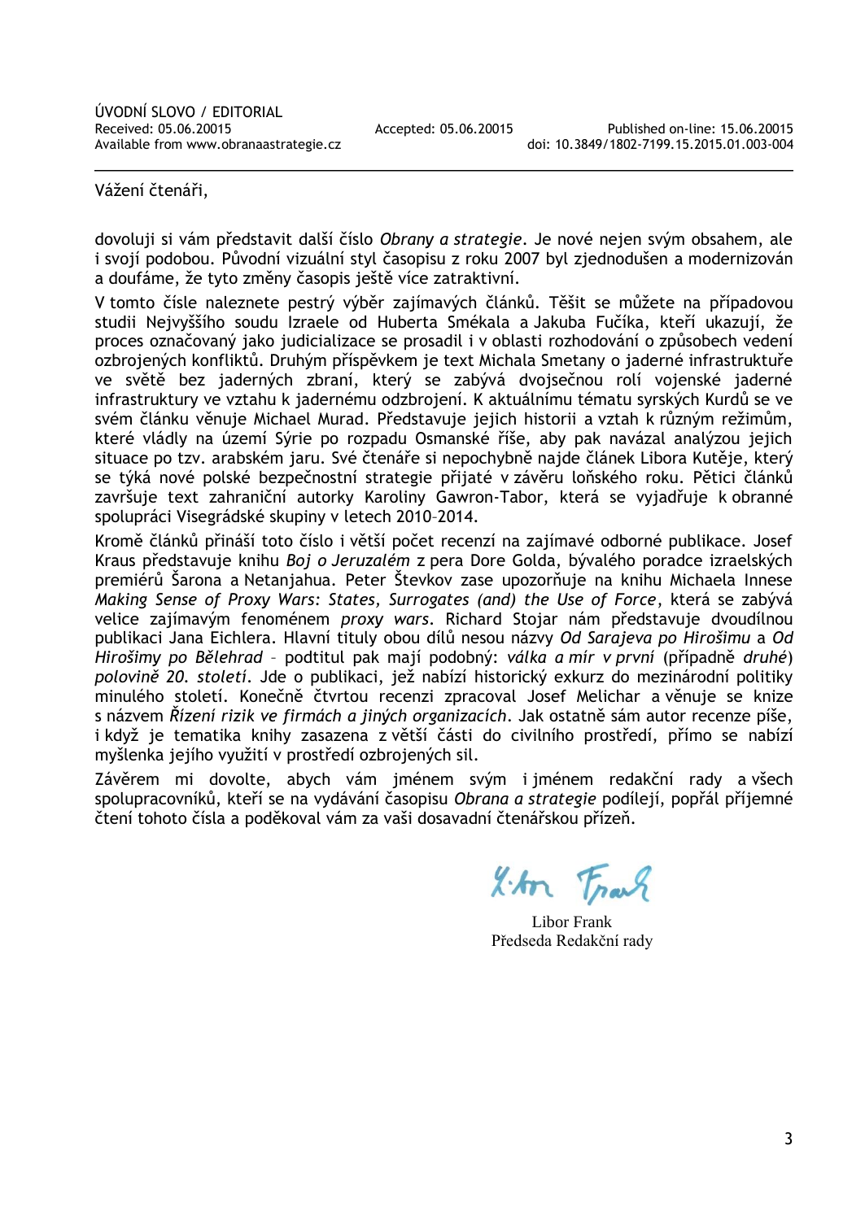ÚVODNÍ SLOVO / EDITORIAL

Received: 05.06.20015 Accepted: 05.06.20015 Published on-line: 15.06.20015

Available from www.obranaastrategie.cz doi: 10.3849/1802-7199.15.2015.01.003-004

---

Vážení čtenáři,

dovoluji si vám představit další číslo *Obrany a strategie*. Je nové nejen svým obsahem, ale i svojí podobou. Původní vizuální styl časopisu z roku 2007 byl zjednodušen a modernizován a doufáme, že tyto změny časopis ještě více zatraktivní.

V tomto čísle naleznete pestrý výběr zajímavých článků. Těšit se můžete na případovou studii Nejvyššího soudu Izraele od Huberta Smékala a Jakuba Fučíka, kteří ukazují, že proces označovaný jako judicializace se prosadil i v oblasti rozhodování o způsobech vedení ozbrojených konfliktů. Druhým příspěvkem je text Michala Smetany o jaderné infrastruktuře ve světě bez jaderných zbraní, který se zabývá dvojsečnou rolí vojenské jaderné infrastruktury ve vztahu k jadernému odzbrojení. K aktuálnímu tématu syrských Kurdů se ve svém článku věnuje Michael Murad. Představuje jejich historii a vztah k různým režimům, které vládly na území Sýrie po rozpadu Osmanské říše, aby pak navázal analýzou jejich situace po tzv. arabském jaru. Své čtenáře si nepochybně najde článek Libora Kutěje, který se týká nové polské bezpečnostní strategie přijaté v závěru loňského roku. Pětici článků završuje text zahraniční autorky Karoliny Gawron-Tabor, která se vyjadřuje k obranné spolupráci Visegrádské skupiny v letech 2010–2014.

Kromě článků přináší toto číslo i větší počet recenzí na zajímavé odborné publikace. Josef Kraus představuje knihu *Boj o Jeruzalém* z pera Dore Golda, bývalého poradce izraelských premiérů Šarona a Netanjahua. Peter Števkov zase upozorňuje na knihu Michaela Innese *Making Sense of Proxy Wars: States, Surrogates (and) the Use of Force*, která se zabývá velice zajímavým fenoménem *proxy wars*. Richard Stojar nám představuje dvoudílnou publikaci Jana Eichlera. Hlavní tituly obou dílů nesou názvy *Od Sarajeva po Hirošimu* a *Od Hirošimy po Bělehrad* – podtitul pak mají podobný: *válka a mír v první* (případně *druhé*) *polovině 20. století*. Jde o publikaci, jež nabízí historický exkurz do mezinárodní politiky minulého století. Konečně čtvrtou recenzi zpracoval Josef Melichar a věnuje se knize s názvem *Řízení rizik ve firmách a jiných organizacích*. Jak ostatně sám autor recenze píše, i když je tematika knihy zasazena z větší části do civilního prostředí, přímo se nabízí myšlenka jejího využití v prostředí ozbrojených sil.

Závěrem mi dovolte, abych vám jménem svým i jménem redakční rady a všech spolupracovníků, kteří se na vydávání časopisu *Obrana a strategie* podílejí, popřál příjemné čtení tohoto čísla a poděkoval vám za vaši dosavadní čtenářskou přízeň.

Libor Frank
Předseda Redakční rady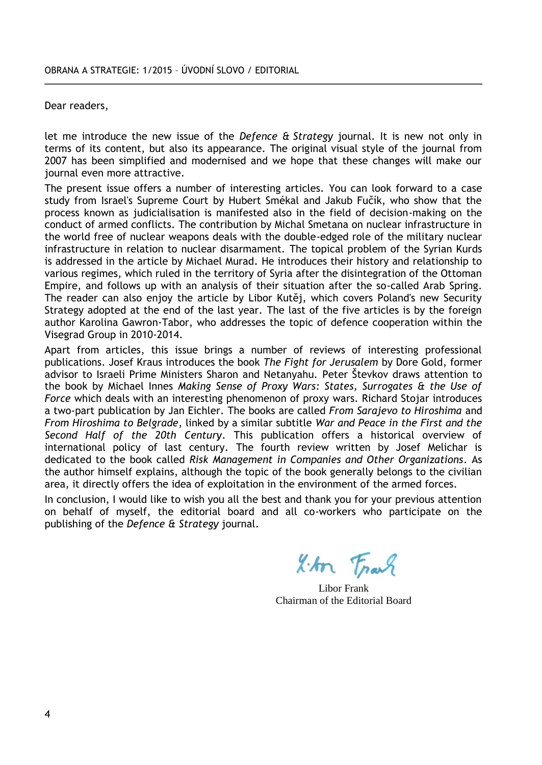Dear readers,

let me introduce the new issue of the *Defence & Strategy* journal. It is new not only in terms of its content, but also its appearance. The original visual style of the journal from 2007 has been simplified and modernised and we hope that these changes will make our journal even more attractive.

The present issue offers a number of interesting articles. You can look forward to a case study from Israel's Supreme Court by Hubert Smékal and Jakub Fučík, who show that the process known as judicialisation is manifested also in the field of decision-making on the conduct of armed conflicts. The contribution by Michal Smetana on nuclear infrastructure in the world free of nuclear weapons deals with the double-edged role of the military nuclear infrastructure in relation to nuclear disarmament. The topical problem of the Syrian Kurds is addressed in the article by Michael Murad. He introduces their history and relationship to various regimes, which ruled in the territory of Syria after the disintegration of the Ottoman Empire, and follows up with an analysis of their situation after the so-called Arab Spring. The reader can also enjoy the article by Libor Kutěj, which covers Poland's new Security Strategy adopted at the end of the last year. The last of the five articles is by the foreign author Karolina Gawron-Tabor, who addresses the topic of defence cooperation within the Visegrad Group in 2010-2014.

Apart from articles, this issue brings a number of reviews of interesting professional publications. Josef Kraus introduces the book *The Fight for Jerusalem* by Dore Gold, former advisor to Israeli Prime Ministers Sharon and Netanyahu. Peter Števkov draws attention to the book by Michael Innes *Making Sense of Proxy Wars: States, Surrogates & the Use of Force* which deals with an interesting phenomenon of proxy wars. Richard Stojar introduces a two-part publication by Jan Eichler. The books are called *From Sarajevo to Hiroshima* and *From Hiroshima to Belgrade*, linked by a similar subtitle *War and Peace in the First and the Second Half of the 20th Century*. This publication offers a historical overview of international policy of last century. The fourth review written by Josef Melichar is dedicated to the book called *Risk Management in Companies and Other Organizations*. As the author himself explains, although the topic of the book generally belongs to the civilian area, it directly offers the idea of exploitation in the environment of the armed forces.

In conclusion, I would like to wish you all the best and thank you for your previous attention on behalf of myself, the editorial board and all co-workers who participate on the publishing of the *Defence & Strategy* journal.

Libor Frank
Chairman of the Editorial Board